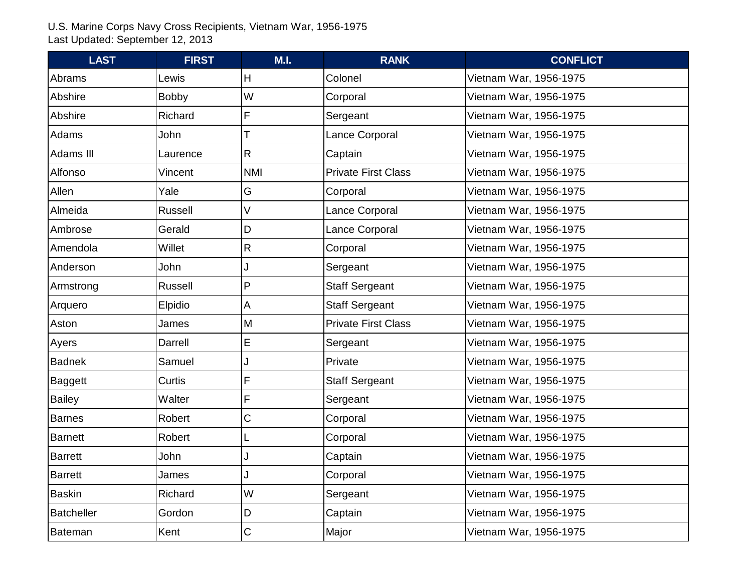U.S. Marine Corps Navy Cross Recipients, Vietnam War, 1956-1975
Last Updated: September 12, 2013

| LAST | FIRST | M.I. | RANK | CONFLICT |
|---|---|---|---|---|
| Abrams | Lewis | H | Colonel | Vietnam War, 1956-1975 |
| Abshire | Bobby | W | Corporal | Vietnam War, 1956-1975 |
| Abshire | Richard | F | Sergeant | Vietnam War, 1956-1975 |
| Adams | John | T | Lance Corporal | Vietnam War, 1956-1975 |
| Adams III | Laurence | R | Captain | Vietnam War, 1956-1975 |
| Alfonso | Vincent | NMI | Private First Class | Vietnam War, 1956-1975 |
| Allen | Yale | G | Corporal | Vietnam War, 1956-1975 |
| Almeida | Russell | V | Lance Corporal | Vietnam War, 1956-1975 |
| Ambrose | Gerald | D | Lance Corporal | Vietnam War, 1956-1975 |
| Amendola | Willet | R | Corporal | Vietnam War, 1956-1975 |
| Anderson | John | J | Sergeant | Vietnam War, 1956-1975 |
| Armstrong | Russell | P | Staff Sergeant | Vietnam War, 1956-1975 |
| Arquero | Elpidio | A | Staff Sergeant | Vietnam War, 1956-1975 |
| Aston | James | M | Private First Class | Vietnam War, 1956-1975 |
| Ayers | Darrell | E | Sergeant | Vietnam War, 1956-1975 |
| Badnek | Samuel | J | Private | Vietnam War, 1956-1975 |
| Baggett | Curtis | F | Staff Sergeant | Vietnam War, 1956-1975 |
| Bailey | Walter | F | Sergeant | Vietnam War, 1956-1975 |
| Barnes | Robert | C | Corporal | Vietnam War, 1956-1975 |
| Barnett | Robert | L | Corporal | Vietnam War, 1956-1975 |
| Barrett | John | J | Captain | Vietnam War, 1956-1975 |
| Barrett | James | J | Corporal | Vietnam War, 1956-1975 |
| Baskin | Richard | W | Sergeant | Vietnam War, 1956-1975 |
| Batcheller | Gordon | D | Captain | Vietnam War, 1956-1975 |
| Bateman | Kent | C | Major | Vietnam War, 1956-1975 |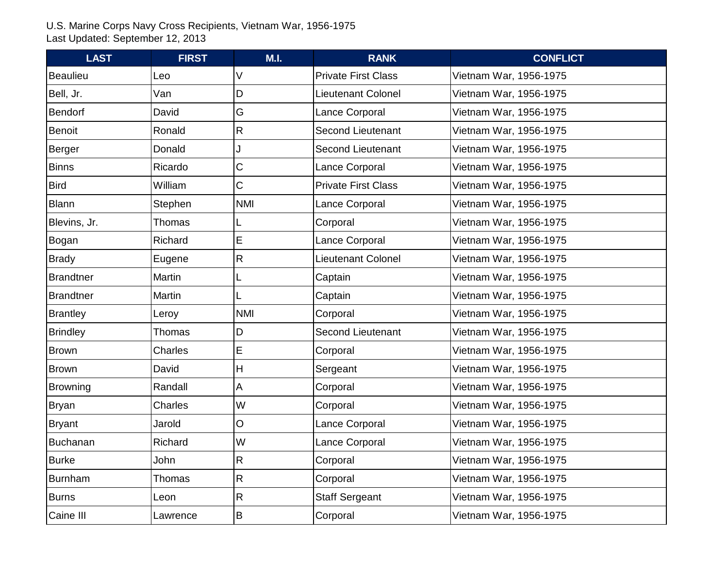U.S. Marine Corps Navy Cross Recipients, Vietnam War, 1956-1975
Last Updated: September 12, 2013

| LAST | FIRST | M.I. | RANK | CONFLICT |
|---|---|---|---|---|
| Beaulieu | Leo | V | Private First Class | Vietnam War, 1956-1975 |
| Bell, Jr. | Van | D | Lieutenant Colonel | Vietnam War, 1956-1975 |
| Bendorf | David | G | Lance Corporal | Vietnam War, 1956-1975 |
| Benoit | Ronald | R | Second Lieutenant | Vietnam War, 1956-1975 |
| Berger | Donald | J | Second Lieutenant | Vietnam War, 1956-1975 |
| Binns | Ricardo | C | Lance Corporal | Vietnam War, 1956-1975 |
| Bird | William | C | Private First Class | Vietnam War, 1956-1975 |
| Blann | Stephen | NMI | Lance Corporal | Vietnam War, 1956-1975 |
| Blevins, Jr. | Thomas | L | Corporal | Vietnam War, 1956-1975 |
| Bogan | Richard | E | Lance Corporal | Vietnam War, 1956-1975 |
| Brady | Eugene | R | Lieutenant Colonel | Vietnam War, 1956-1975 |
| Brandtner | Martin | L | Captain | Vietnam War, 1956-1975 |
| Brandtner | Martin | L | Captain | Vietnam War, 1956-1975 |
| Brantley | Leroy | NMI | Corporal | Vietnam War, 1956-1975 |
| Brindley | Thomas | D | Second Lieutenant | Vietnam War, 1956-1975 |
| Brown | Charles | E | Corporal | Vietnam War, 1956-1975 |
| Brown | David | H | Sergeant | Vietnam War, 1956-1975 |
| Browning | Randall | A | Corporal | Vietnam War, 1956-1975 |
| Bryan | Charles | W | Corporal | Vietnam War, 1956-1975 |
| Bryant | Jarold | O | Lance Corporal | Vietnam War, 1956-1975 |
| Buchanan | Richard | W | Lance Corporal | Vietnam War, 1956-1975 |
| Burke | John | R | Corporal | Vietnam War, 1956-1975 |
| Burnham | Thomas | R | Corporal | Vietnam War, 1956-1975 |
| Burns | Leon | R | Staff Sergeant | Vietnam War, 1956-1975 |
| Caine III | Lawrence | B | Corporal | Vietnam War, 1956-1975 |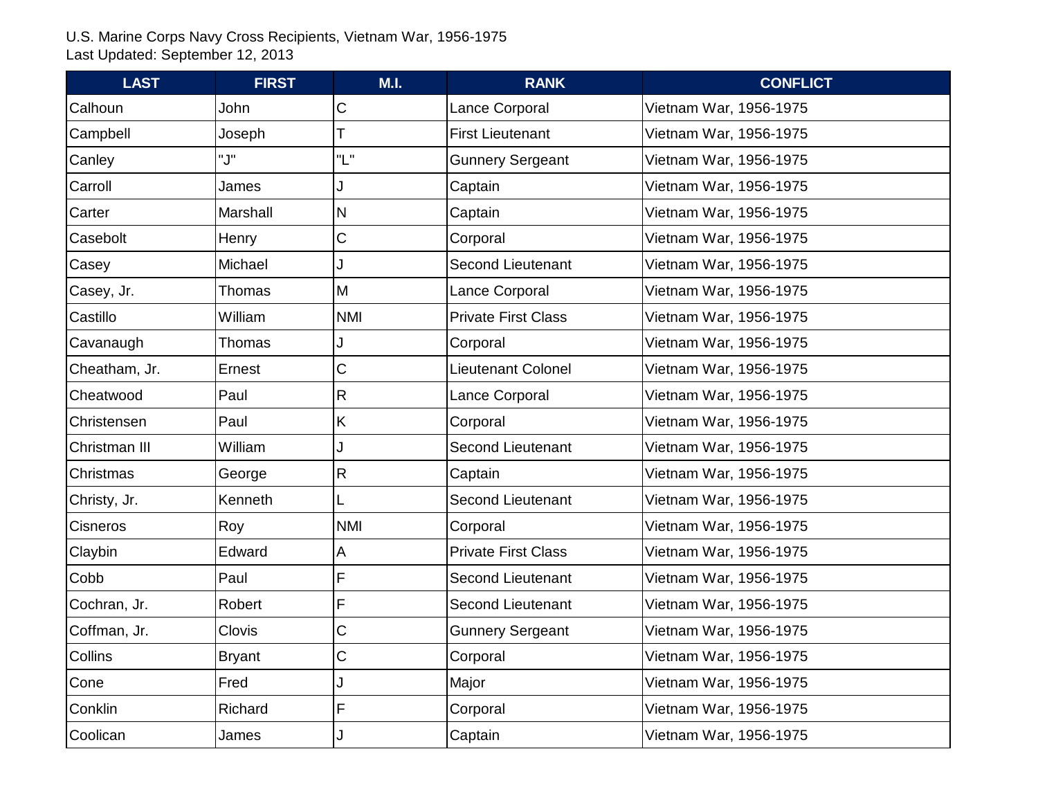U.S. Marine Corps Navy Cross Recipients, Vietnam War, 1956-1975
Last Updated: September 12, 2013

| LAST | FIRST | M.I. | RANK | CONFLICT |
| --- | --- | --- | --- | --- |
| Calhoun | John | C | Lance Corporal | Vietnam War, 1956-1975 |
| Campbell | Joseph | T | First Lieutenant | Vietnam War, 1956-1975 |
| Canley | "J" | "L" | Gunnery Sergeant | Vietnam War, 1956-1975 |
| Carroll | James | J | Captain | Vietnam War, 1956-1975 |
| Carter | Marshall | N | Captain | Vietnam War, 1956-1975 |
| Casebolt | Henry | C | Corporal | Vietnam War, 1956-1975 |
| Casey | Michael | J | Second Lieutenant | Vietnam War, 1956-1975 |
| Casey, Jr. | Thomas | M | Lance Corporal | Vietnam War, 1956-1975 |
| Castillo | William | NMI | Private First Class | Vietnam War, 1956-1975 |
| Cavanaugh | Thomas | J | Corporal | Vietnam War, 1956-1975 |
| Cheatham, Jr. | Ernest | C | Lieutenant Colonel | Vietnam War, 1956-1975 |
| Cheatwood | Paul | R | Lance Corporal | Vietnam War, 1956-1975 |
| Christensen | Paul | K | Corporal | Vietnam War, 1956-1975 |
| Christman III | William | J | Second Lieutenant | Vietnam War, 1956-1975 |
| Christmas | George | R | Captain | Vietnam War, 1956-1975 |
| Christy, Jr. | Kenneth | L | Second Lieutenant | Vietnam War, 1956-1975 |
| Cisneros | Roy | NMI | Corporal | Vietnam War, 1956-1975 |
| Claybin | Edward | A | Private First Class | Vietnam War, 1956-1975 |
| Cobb | Paul | F | Second Lieutenant | Vietnam War, 1956-1975 |
| Cochran, Jr. | Robert | F | Second Lieutenant | Vietnam War, 1956-1975 |
| Coffman, Jr. | Clovis | C | Gunnery Sergeant | Vietnam War, 1956-1975 |
| Collins | Bryant | C | Corporal | Vietnam War, 1956-1975 |
| Cone | Fred | J | Major | Vietnam War, 1956-1975 |
| Conklin | Richard | F | Corporal | Vietnam War, 1956-1975 |
| Coolican | James | J | Captain | Vietnam War, 1956-1975 |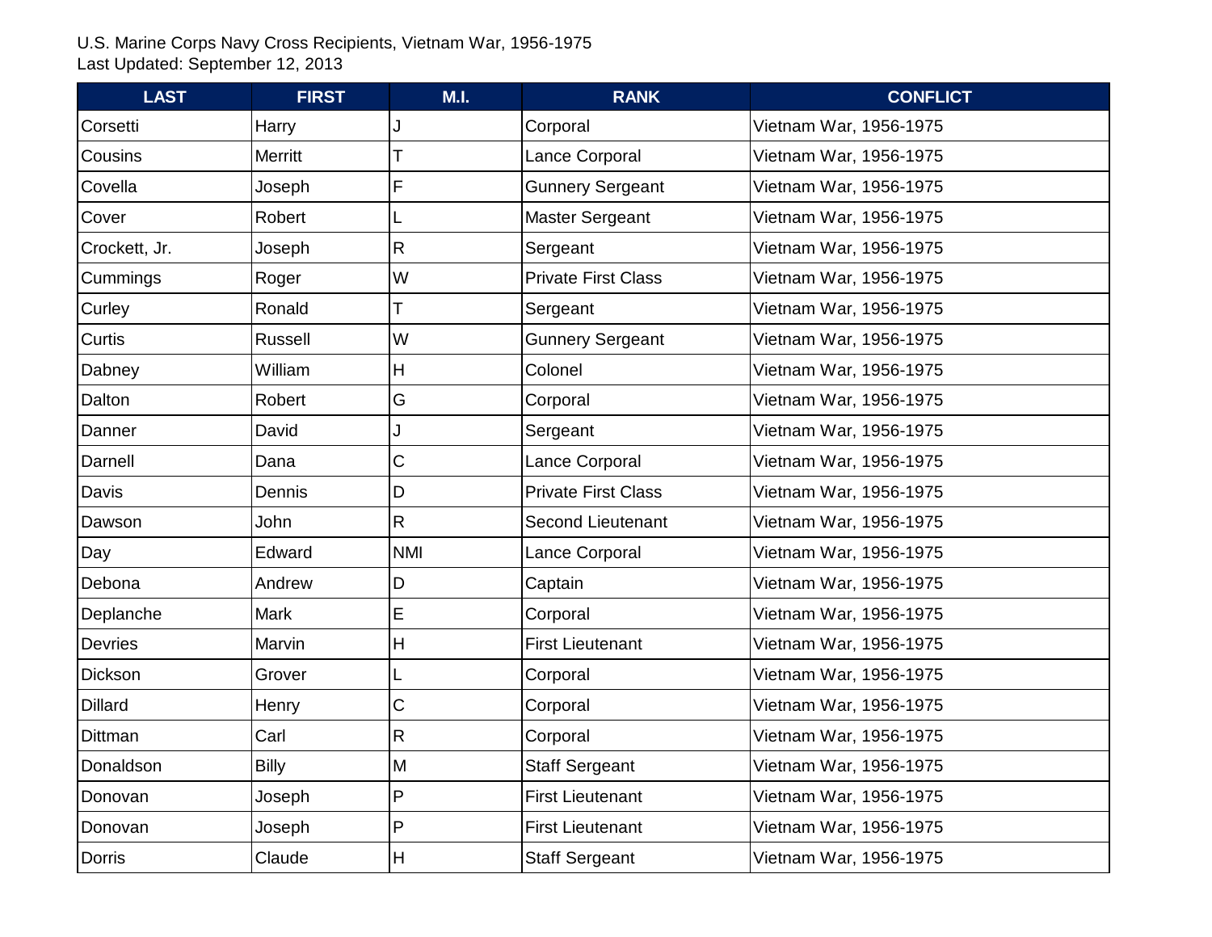U.S. Marine Corps Navy Cross Recipients, Vietnam War, 1956-1975
Last Updated: September 12, 2013

| LAST | FIRST | M.I. | RANK | CONFLICT |
|---|---|---|---|---|
| Corsetti | Harry | J | Corporal | Vietnam War, 1956-1975 |
| Cousins | Merritt | T | Lance Corporal | Vietnam War, 1956-1975 |
| Covella | Joseph | F | Gunnery Sergeant | Vietnam War, 1956-1975 |
| Cover | Robert | L | Master Sergeant | Vietnam War, 1956-1975 |
| Crockett, Jr. | Joseph | R | Sergeant | Vietnam War, 1956-1975 |
| Cummings | Roger | W | Private First Class | Vietnam War, 1956-1975 |
| Curley | Ronald | T | Sergeant | Vietnam War, 1956-1975 |
| Curtis | Russell | W | Gunnery Sergeant | Vietnam War, 1956-1975 |
| Dabney | William | H | Colonel | Vietnam War, 1956-1975 |
| Dalton | Robert | G | Corporal | Vietnam War, 1956-1975 |
| Danner | David | J | Sergeant | Vietnam War, 1956-1975 |
| Darnell | Dana | C | Lance Corporal | Vietnam War, 1956-1975 |
| Davis | Dennis | D | Private First Class | Vietnam War, 1956-1975 |
| Dawson | John | R | Second Lieutenant | Vietnam War, 1956-1975 |
| Day | Edward | NMI | Lance Corporal | Vietnam War, 1956-1975 |
| Debona | Andrew | D | Captain | Vietnam War, 1956-1975 |
| Deplanche | Mark | E | Corporal | Vietnam War, 1956-1975 |
| Devries | Marvin | H | First Lieutenant | Vietnam War, 1956-1975 |
| Dickson | Grover | L | Corporal | Vietnam War, 1956-1975 |
| Dillard | Henry | C | Corporal | Vietnam War, 1956-1975 |
| Dittman | Carl | R | Corporal | Vietnam War, 1956-1975 |
| Donaldson | Billy | M | Staff Sergeant | Vietnam War, 1956-1975 |
| Donovan | Joseph | P | First Lieutenant | Vietnam War, 1956-1975 |
| Donovan | Joseph | P | First Lieutenant | Vietnam War, 1956-1975 |
| Dorris | Claude | H | Staff Sergeant | Vietnam War, 1956-1975 |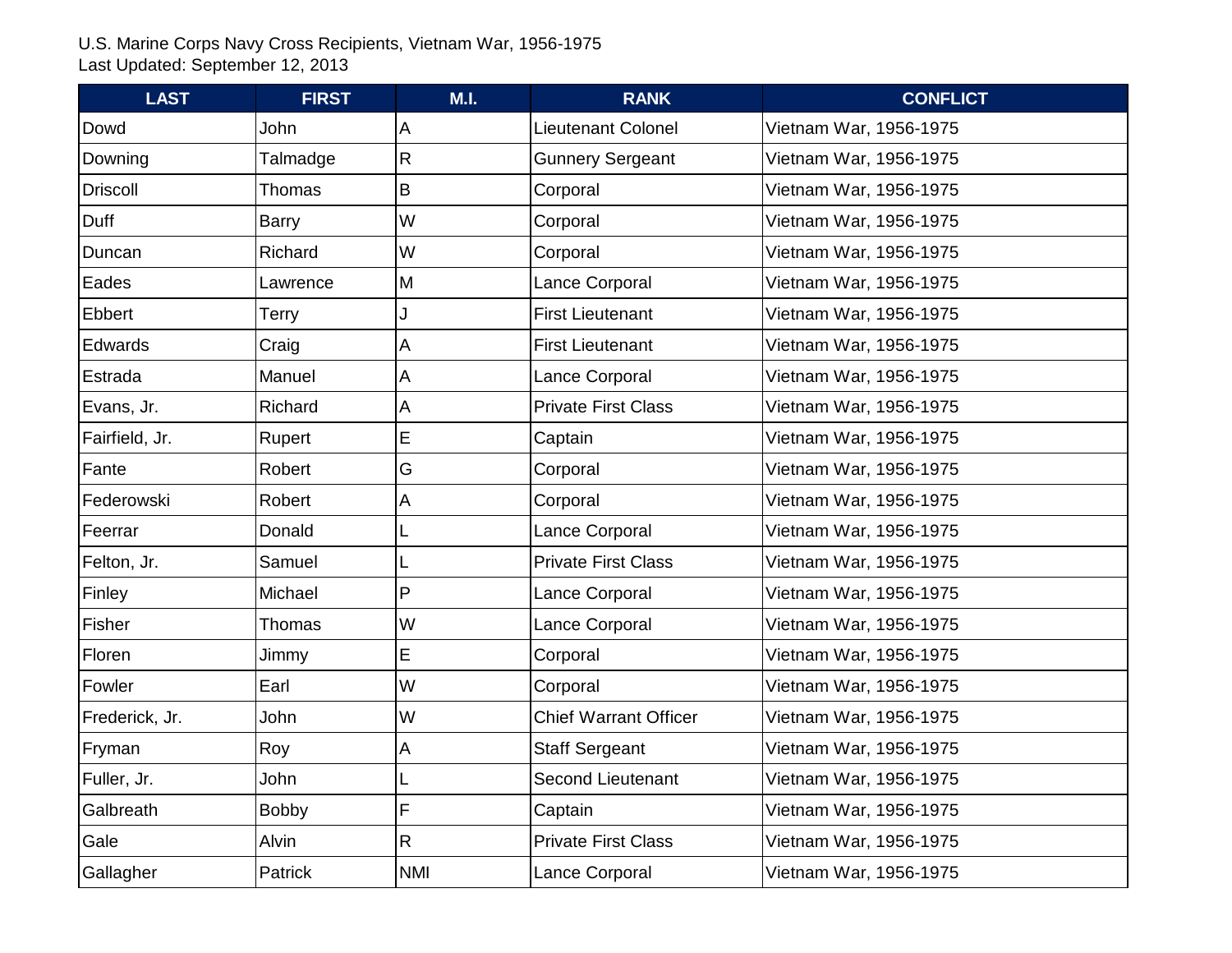U.S. Marine Corps Navy Cross Recipients, Vietnam War, 1956-1975
Last Updated: September 12, 2013

| LAST | FIRST | M.I. | RANK | CONFLICT |
|---|---|---|---|---|
| Dowd | John | A | Lieutenant Colonel | Vietnam War, 1956-1975 |
| Downing | Talmadge | R | Gunnery Sergeant | Vietnam War, 1956-1975 |
| Driscoll | Thomas | B | Corporal | Vietnam War, 1956-1975 |
| Duff | Barry | W | Corporal | Vietnam War, 1956-1975 |
| Duncan | Richard | W | Corporal | Vietnam War, 1956-1975 |
| Eades | Lawrence | M | Lance Corporal | Vietnam War, 1956-1975 |
| Ebbert | Terry | J | First Lieutenant | Vietnam War, 1956-1975 |
| Edwards | Craig | A | First Lieutenant | Vietnam War, 1956-1975 |
| Estrada | Manuel | A | Lance Corporal | Vietnam War, 1956-1975 |
| Evans, Jr. | Richard | A | Private First Class | Vietnam War, 1956-1975 |
| Fairfield, Jr. | Rupert | E | Captain | Vietnam War, 1956-1975 |
| Fante | Robert | G | Corporal | Vietnam War, 1956-1975 |
| Federowski | Robert | A | Corporal | Vietnam War, 1956-1975 |
| Feerrar | Donald | L | Lance Corporal | Vietnam War, 1956-1975 |
| Felton, Jr. | Samuel | L | Private First Class | Vietnam War, 1956-1975 |
| Finley | Michael | P | Lance Corporal | Vietnam War, 1956-1975 |
| Fisher | Thomas | W | Lance Corporal | Vietnam War, 1956-1975 |
| Floren | Jimmy | E | Corporal | Vietnam War, 1956-1975 |
| Fowler | Earl | W | Corporal | Vietnam War, 1956-1975 |
| Frederick, Jr. | John | W | Chief Warrant Officer | Vietnam War, 1956-1975 |
| Fryman | Roy | A | Staff Sergeant | Vietnam War, 1956-1975 |
| Fuller, Jr. | John | L | Second Lieutenant | Vietnam War, 1956-1975 |
| Galbreath | Bobby | F | Captain | Vietnam War, 1956-1975 |
| Gale | Alvin | R | Private First Class | Vietnam War, 1956-1975 |
| Gallagher | Patrick | NMI | Lance Corporal | Vietnam War, 1956-1975 |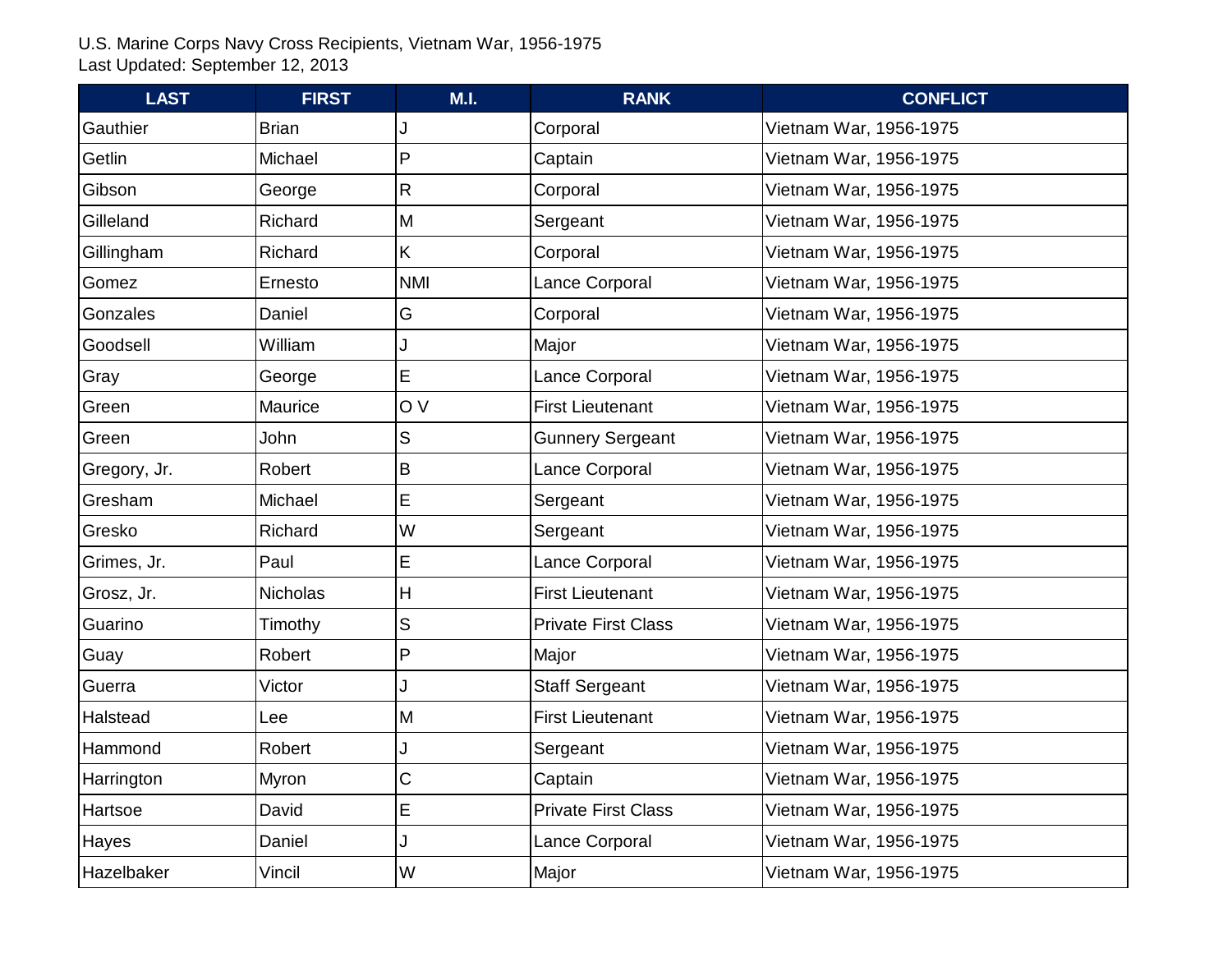U.S. Marine Corps Navy Cross Recipients, Vietnam War, 1956-1975
Last Updated: September 12, 2013

| LAST | FIRST | M.I. | RANK | CONFLICT |
|---|---|---|---|---|
| Gauthier | Brian | J | Corporal | Vietnam War, 1956-1975 |
| Getlin | Michael | P | Captain | Vietnam War, 1956-1975 |
| Gibson | George | R | Corporal | Vietnam War, 1956-1975 |
| Gilleland | Richard | M | Sergeant | Vietnam War, 1956-1975 |
| Gillingham | Richard | K | Corporal | Vietnam War, 1956-1975 |
| Gomez | Ernesto | NMI | Lance Corporal | Vietnam War, 1956-1975 |
| Gonzales | Daniel | G | Corporal | Vietnam War, 1956-1975 |
| Goodsell | William | J | Major | Vietnam War, 1956-1975 |
| Gray | George | E | Lance Corporal | Vietnam War, 1956-1975 |
| Green | Maurice | O V | First Lieutenant | Vietnam War, 1956-1975 |
| Green | John | S | Gunnery Sergeant | Vietnam War, 1956-1975 |
| Gregory, Jr. | Robert | B | Lance Corporal | Vietnam War, 1956-1975 |
| Gresham | Michael | E | Sergeant | Vietnam War, 1956-1975 |
| Gresko | Richard | W | Sergeant | Vietnam War, 1956-1975 |
| Grimes, Jr. | Paul | E | Lance Corporal | Vietnam War, 1956-1975 |
| Grosz, Jr. | Nicholas | H | First Lieutenant | Vietnam War, 1956-1975 |
| Guarino | Timothy | S | Private First Class | Vietnam War, 1956-1975 |
| Guay | Robert | P | Major | Vietnam War, 1956-1975 |
| Guerra | Victor | J | Staff Sergeant | Vietnam War, 1956-1975 |
| Halstead | Lee | M | First Lieutenant | Vietnam War, 1956-1975 |
| Hammond | Robert | J | Sergeant | Vietnam War, 1956-1975 |
| Harrington | Myron | C | Captain | Vietnam War, 1956-1975 |
| Hartsoe | David | E | Private First Class | Vietnam War, 1956-1975 |
| Hayes | Daniel | J | Lance Corporal | Vietnam War, 1956-1975 |
| Hazelbaker | Vincil | W | Major | Vietnam War, 1956-1975 |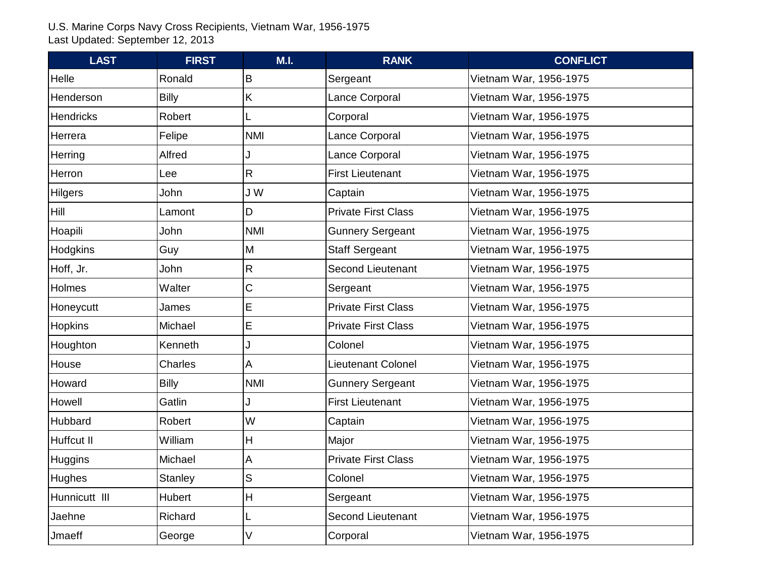U.S. Marine Corps Navy Cross Recipients, Vietnam War, 1956-1975
Last Updated: September 12, 2013

| LAST | FIRST | M.I. | RANK | CONFLICT |
|---|---|---|---|---|
| Helle | Ronald | B | Sergeant | Vietnam War, 1956-1975 |
| Henderson | Billy | K | Lance Corporal | Vietnam War, 1956-1975 |
| Hendricks | Robert | L | Corporal | Vietnam War, 1956-1975 |
| Herrera | Felipe | NMI | Lance Corporal | Vietnam War, 1956-1975 |
| Herring | Alfred | J | Lance Corporal | Vietnam War, 1956-1975 |
| Herron | Lee | R | First Lieutenant | Vietnam War, 1956-1975 |
| Hilgers | John | J W | Captain | Vietnam War, 1956-1975 |
| Hill | Lamont | D | Private First Class | Vietnam War, 1956-1975 |
| Hoapili | John | NMI | Gunnery Sergeant | Vietnam War, 1956-1975 |
| Hodgkins | Guy | M | Staff Sergeant | Vietnam War, 1956-1975 |
| Hoff, Jr. | John | R | Second Lieutenant | Vietnam War, 1956-1975 |
| Holmes | Walter | C | Sergeant | Vietnam War, 1956-1975 |
| Honeycutt | James | E | Private First Class | Vietnam War, 1956-1975 |
| Hopkins | Michael | E | Private First Class | Vietnam War, 1956-1975 |
| Houghton | Kenneth | J | Colonel | Vietnam War, 1956-1975 |
| House | Charles | A | Lieutenant Colonel | Vietnam War, 1956-1975 |
| Howard | Billy | NMI | Gunnery Sergeant | Vietnam War, 1956-1975 |
| Howell | Gatlin | J | First Lieutenant | Vietnam War, 1956-1975 |
| Hubbard | Robert | W | Captain | Vietnam War, 1956-1975 |
| Huffcut II | William | H | Major | Vietnam War, 1956-1975 |
| Huggins | Michael | A | Private First Class | Vietnam War, 1956-1975 |
| Hughes | Stanley | S | Colonel | Vietnam War, 1956-1975 |
| Hunnicutt III | Hubert | H | Sergeant | Vietnam War, 1956-1975 |
| Jaehne | Richard | L | Second Lieutenant | Vietnam War, 1956-1975 |
| Jmaeff | George | V | Corporal | Vietnam War, 1956-1975 |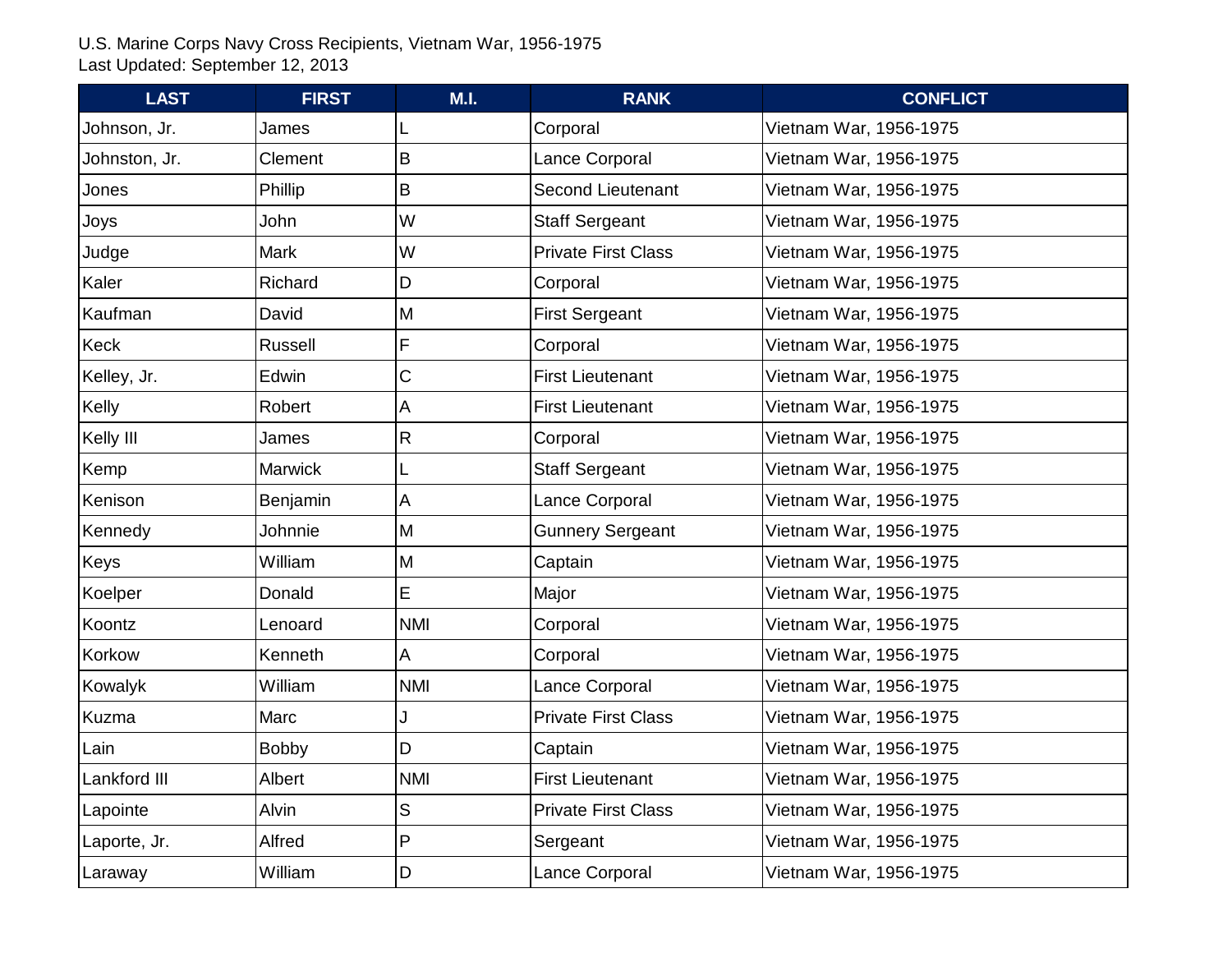U.S. Marine Corps Navy Cross Recipients, Vietnam War, 1956-1975
Last Updated: September 12, 2013

| LAST | FIRST | M.I. | RANK | CONFLICT |
|---|---|---|---|---|
| Johnson, Jr. | James | L | Corporal | Vietnam War, 1956-1975 |
| Johnston, Jr. | Clement | B | Lance Corporal | Vietnam War, 1956-1975 |
| Jones | Phillip | B | Second Lieutenant | Vietnam War, 1956-1975 |
| Joys | John | W | Staff Sergeant | Vietnam War, 1956-1975 |
| Judge | Mark | W | Private First Class | Vietnam War, 1956-1975 |
| Kaler | Richard | D | Corporal | Vietnam War, 1956-1975 |
| Kaufman | David | M | First Sergeant | Vietnam War, 1956-1975 |
| Keck | Russell | F | Corporal | Vietnam War, 1956-1975 |
| Kelley, Jr. | Edwin | C | First Lieutenant | Vietnam War, 1956-1975 |
| Kelly | Robert | A | First Lieutenant | Vietnam War, 1956-1975 |
| Kelly III | James | R | Corporal | Vietnam War, 1956-1975 |
| Kemp | Marwick | L | Staff Sergeant | Vietnam War, 1956-1975 |
| Kenison | Benjamin | A | Lance Corporal | Vietnam War, 1956-1975 |
| Kennedy | Johnnie | M | Gunnery Sergeant | Vietnam War, 1956-1975 |
| Keys | William | M | Captain | Vietnam War, 1956-1975 |
| Koelper | Donald | E | Major | Vietnam War, 1956-1975 |
| Koontz | Lenoard | NMI | Corporal | Vietnam War, 1956-1975 |
| Korkow | Kenneth | A | Corporal | Vietnam War, 1956-1975 |
| Kowalyk | William | NMI | Lance Corporal | Vietnam War, 1956-1975 |
| Kuzma | Marc | J | Private First Class | Vietnam War, 1956-1975 |
| Lain | Bobby | D | Captain | Vietnam War, 1956-1975 |
| Lankford III | Albert | NMI | First Lieutenant | Vietnam War, 1956-1975 |
| Lapointe | Alvin | S | Private First Class | Vietnam War, 1956-1975 |
| Laporte, Jr. | Alfred | P | Sergeant | Vietnam War, 1956-1975 |
| Laraway | William | D | Lance Corporal | Vietnam War, 1956-1975 |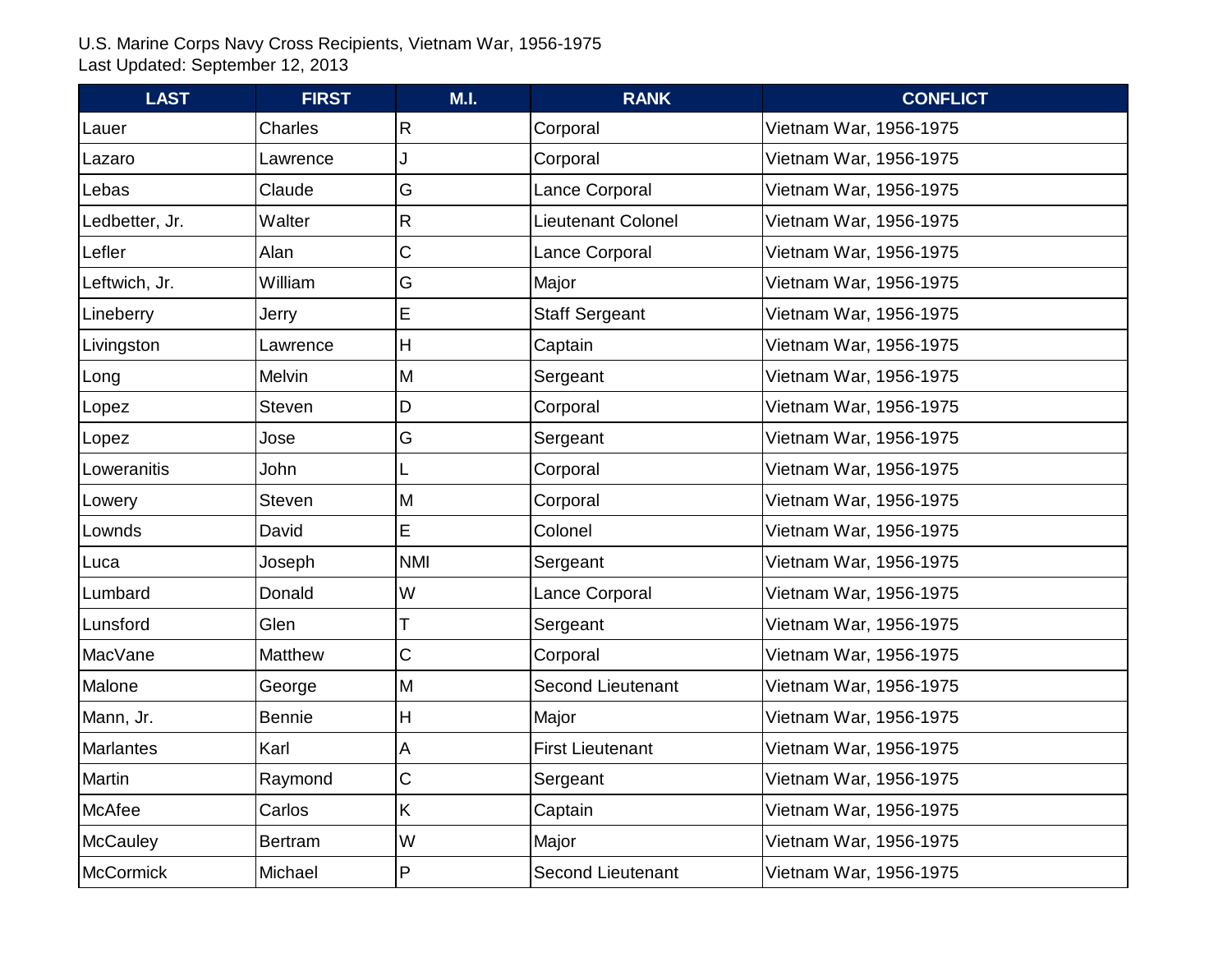U.S. Marine Corps Navy Cross Recipients, Vietnam War, 1956-1975
Last Updated: September 12, 2013

| LAST | FIRST | M.I. | RANK | CONFLICT |
|---|---|---|---|---|
| Lauer | Charles | R | Corporal | Vietnam War, 1956-1975 |
| Lazaro | Lawrence | J | Corporal | Vietnam War, 1956-1975 |
| Lebas | Claude | G | Lance Corporal | Vietnam War, 1956-1975 |
| Ledbetter, Jr. | Walter | R | Lieutenant Colonel | Vietnam War, 1956-1975 |
| Lefler | Alan | C | Lance Corporal | Vietnam War, 1956-1975 |
| Leftwich, Jr. | William | G | Major | Vietnam War, 1956-1975 |
| Lineberry | Jerry | E | Staff Sergeant | Vietnam War, 1956-1975 |
| Livingston | Lawrence | H | Captain | Vietnam War, 1956-1975 |
| Long | Melvin | M | Sergeant | Vietnam War, 1956-1975 |
| Lopez | Steven | D | Corporal | Vietnam War, 1956-1975 |
| Lopez | Jose | G | Sergeant | Vietnam War, 1956-1975 |
| Loweranitis | John | L | Corporal | Vietnam War, 1956-1975 |
| Lowery | Steven | M | Corporal | Vietnam War, 1956-1975 |
| Lownds | David | E | Colonel | Vietnam War, 1956-1975 |
| Luca | Joseph | NMI | Sergeant | Vietnam War, 1956-1975 |
| Lumbard | Donald | W | Lance Corporal | Vietnam War, 1956-1975 |
| Lunsford | Glen | T | Sergeant | Vietnam War, 1956-1975 |
| MacVane | Matthew | C | Corporal | Vietnam War, 1956-1975 |
| Malone | George | M | Second Lieutenant | Vietnam War, 1956-1975 |
| Mann, Jr. | Bennie | H | Major | Vietnam War, 1956-1975 |
| Marlantes | Karl | A | First Lieutenant | Vietnam War, 1956-1975 |
| Martin | Raymond | C | Sergeant | Vietnam War, 1956-1975 |
| McAfee | Carlos | K | Captain | Vietnam War, 1956-1975 |
| McCauley | Bertram | W | Major | Vietnam War, 1956-1975 |
| McCormick | Michael | P | Second Lieutenant | Vietnam War, 1956-1975 |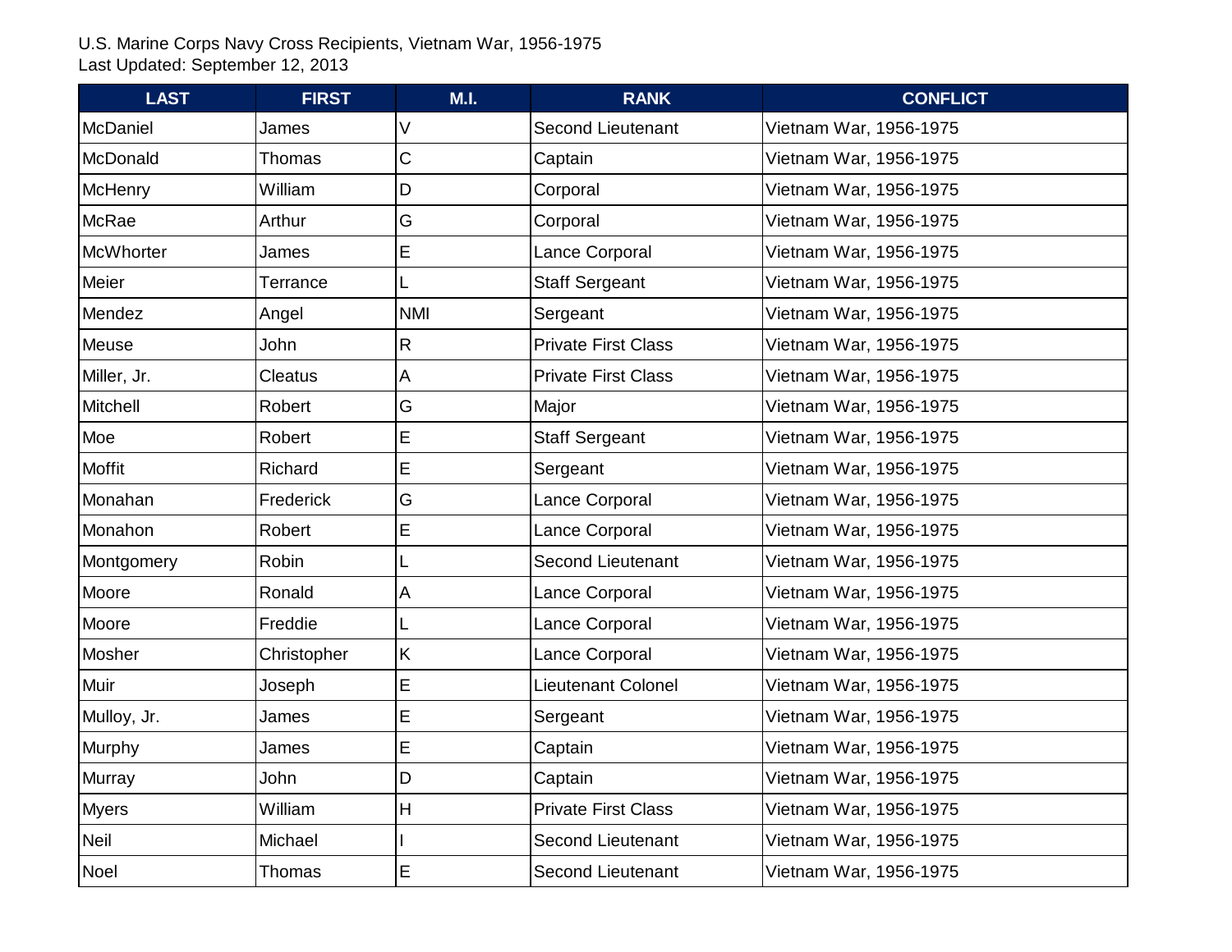U.S. Marine Corps Navy Cross Recipients, Vietnam War, 1956-1975
Last Updated: September 12, 2013

| LAST | FIRST | M.I. | RANK | CONFLICT |
|---|---|---|---|---|
| McDaniel | James | V | Second Lieutenant | Vietnam War, 1956-1975 |
| McDonald | Thomas | C | Captain | Vietnam War, 1956-1975 |
| McHenry | William | D | Corporal | Vietnam War, 1956-1975 |
| McRae | Arthur | G | Corporal | Vietnam War, 1956-1975 |
| McWhorter | James | E | Lance Corporal | Vietnam War, 1956-1975 |
| Meier | Terrance | L | Staff Sergeant | Vietnam War, 1956-1975 |
| Mendez | Angel | NMI | Sergeant | Vietnam War, 1956-1975 |
| Meuse | John | R | Private First Class | Vietnam War, 1956-1975 |
| Miller, Jr. | Cleatus | A | Private First Class | Vietnam War, 1956-1975 |
| Mitchell | Robert | G | Major | Vietnam War, 1956-1975 |
| Moe | Robert | E | Staff Sergeant | Vietnam War, 1956-1975 |
| Moffit | Richard | E | Sergeant | Vietnam War, 1956-1975 |
| Monahan | Frederick | G | Lance Corporal | Vietnam War, 1956-1975 |
| Monahon | Robert | E | Lance Corporal | Vietnam War, 1956-1975 |
| Montgomery | Robin | L | Second Lieutenant | Vietnam War, 1956-1975 |
| Moore | Ronald | A | Lance Corporal | Vietnam War, 1956-1975 |
| Moore | Freddie | L | Lance Corporal | Vietnam War, 1956-1975 |
| Mosher | Christopher | K | Lance Corporal | Vietnam War, 1956-1975 |
| Muir | Joseph | E | Lieutenant Colonel | Vietnam War, 1956-1975 |
| Mulloy, Jr. | James | E | Sergeant | Vietnam War, 1956-1975 |
| Murphy | James | E | Captain | Vietnam War, 1956-1975 |
| Murray | John | D | Captain | Vietnam War, 1956-1975 |
| Myers | William | H | Private First Class | Vietnam War, 1956-1975 |
| Neil | Michael | I | Second Lieutenant | Vietnam War, 1956-1975 |
| Noel | Thomas | E | Second Lieutenant | Vietnam War, 1956-1975 |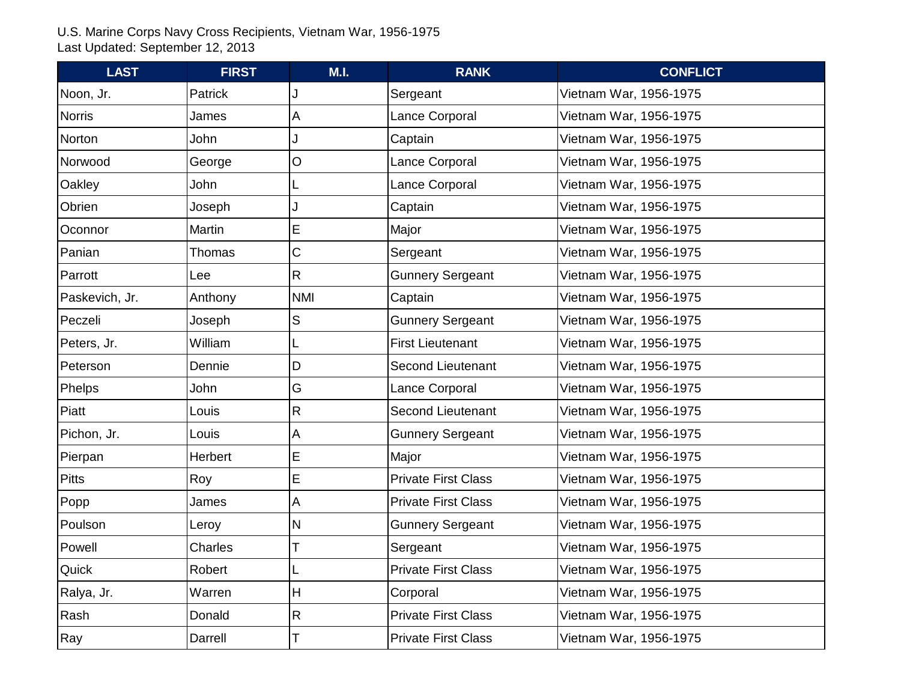U.S. Marine Corps Navy Cross Recipients, Vietnam War, 1956-1975
Last Updated: September 12, 2013

| LAST | FIRST | M.I. | RANK | CONFLICT |
|---|---|---|---|---|
| Noon, Jr. | Patrick | J | Sergeant | Vietnam War, 1956-1975 |
| Norris | James | A | Lance Corporal | Vietnam War, 1956-1975 |
| Norton | John | J | Captain | Vietnam War, 1956-1975 |
| Norwood | George | O | Lance Corporal | Vietnam War, 1956-1975 |
| Oakley | John | L | Lance Corporal | Vietnam War, 1956-1975 |
| Obrien | Joseph | J | Captain | Vietnam War, 1956-1975 |
| Oconnor | Martin | E | Major | Vietnam War, 1956-1975 |
| Panian | Thomas | C | Sergeant | Vietnam War, 1956-1975 |
| Parrott | Lee | R | Gunnery Sergeant | Vietnam War, 1956-1975 |
| Paskevich, Jr. | Anthony | NMI | Captain | Vietnam War, 1956-1975 |
| Peczeli | Joseph | S | Gunnery Sergeant | Vietnam War, 1956-1975 |
| Peters, Jr. | William | L | First Lieutenant | Vietnam War, 1956-1975 |
| Peterson | Dennie | D | Second Lieutenant | Vietnam War, 1956-1975 |
| Phelps | John | G | Lance Corporal | Vietnam War, 1956-1975 |
| Piatt | Louis | R | Second Lieutenant | Vietnam War, 1956-1975 |
| Pichon, Jr. | Louis | A | Gunnery Sergeant | Vietnam War, 1956-1975 |
| Pierpan | Herbert | E | Major | Vietnam War, 1956-1975 |
| Pitts | Roy | E | Private First Class | Vietnam War, 1956-1975 |
| Popp | James | A | Private First Class | Vietnam War, 1956-1975 |
| Poulson | Leroy | N | Gunnery Sergeant | Vietnam War, 1956-1975 |
| Powell | Charles | T | Sergeant | Vietnam War, 1956-1975 |
| Quick | Robert | L | Private First Class | Vietnam War, 1956-1975 |
| Ralya, Jr. | Warren | H | Corporal | Vietnam War, 1956-1975 |
| Rash | Donald | R | Private First Class | Vietnam War, 1956-1975 |
| Ray | Darrell | T | Private First Class | Vietnam War, 1956-1975 |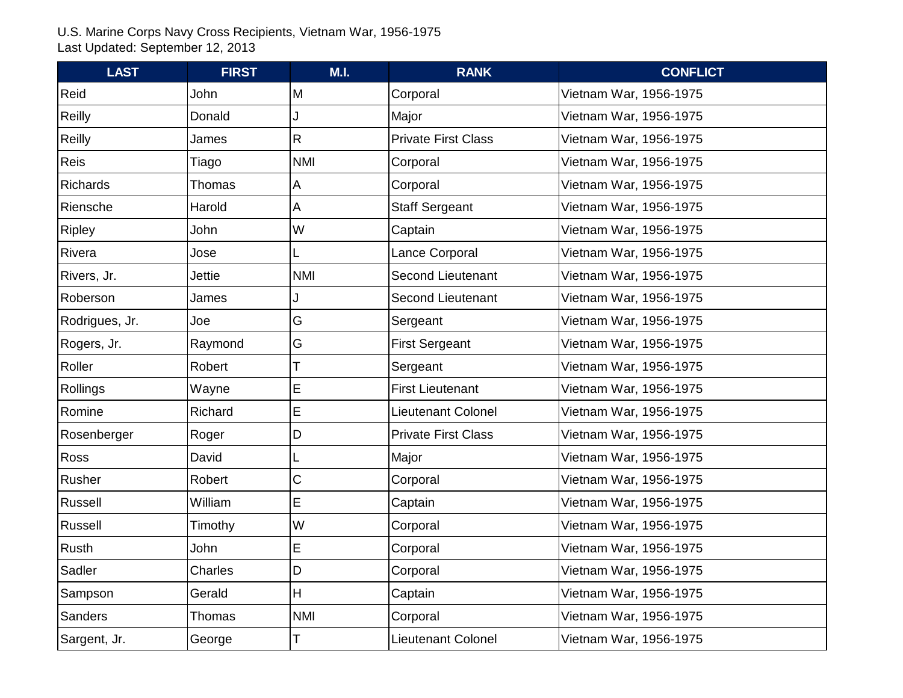U.S. Marine Corps Navy Cross Recipients, Vietnam War, 1956-1975
Last Updated: September 12, 2013

| LAST | FIRST | M.I. | RANK | CONFLICT |
|---|---|---|---|---|
| Reid | John | M | Corporal | Vietnam War, 1956-1975 |
| Reilly | Donald | J | Major | Vietnam War, 1956-1975 |
| Reilly | James | R | Private First Class | Vietnam War, 1956-1975 |
| Reis | Tiago | NMI | Corporal | Vietnam War, 1956-1975 |
| Richards | Thomas | A | Corporal | Vietnam War, 1956-1975 |
| Riensche | Harold | A | Staff Sergeant | Vietnam War, 1956-1975 |
| Ripley | John | W | Captain | Vietnam War, 1956-1975 |
| Rivera | Jose | L | Lance Corporal | Vietnam War, 1956-1975 |
| Rivers, Jr. | Jettie | NMI | Second Lieutenant | Vietnam War, 1956-1975 |
| Roberson | James | J | Second Lieutenant | Vietnam War, 1956-1975 |
| Rodrigues, Jr. | Joe | G | Sergeant | Vietnam War, 1956-1975 |
| Rogers, Jr. | Raymond | G | First Sergeant | Vietnam War, 1956-1975 |
| Roller | Robert | T | Sergeant | Vietnam War, 1956-1975 |
| Rollings | Wayne | E | First Lieutenant | Vietnam War, 1956-1975 |
| Romine | Richard | E | Lieutenant Colonel | Vietnam War, 1956-1975 |
| Rosenberger | Roger | D | Private First Class | Vietnam War, 1956-1975 |
| Ross | David | L | Major | Vietnam War, 1956-1975 |
| Rusher | Robert | C | Corporal | Vietnam War, 1956-1975 |
| Russell | William | E | Captain | Vietnam War, 1956-1975 |
| Russell | Timothy | W | Corporal | Vietnam War, 1956-1975 |
| Rusth | John | E | Corporal | Vietnam War, 1956-1975 |
| Sadler | Charles | D | Corporal | Vietnam War, 1956-1975 |
| Sampson | Gerald | H | Captain | Vietnam War, 1956-1975 |
| Sanders | Thomas | NMI | Corporal | Vietnam War, 1956-1975 |
| Sargent, Jr. | George | T | Lieutenant Colonel | Vietnam War, 1956-1975 |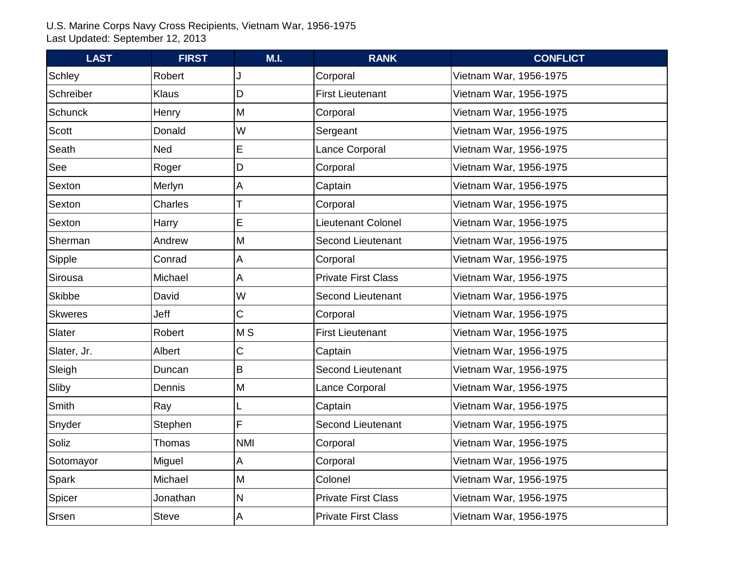U.S. Marine Corps Navy Cross Recipients, Vietnam War, 1956-1975
Last Updated: September 12, 2013

| LAST | FIRST | M.I. | RANK | CONFLICT |
| --- | --- | --- | --- | --- |
| Schley | Robert | J | Corporal | Vietnam War, 1956-1975 |
| Schreiber | Klaus | D | First Lieutenant | Vietnam War, 1956-1975 |
| Schunck | Henry | M | Corporal | Vietnam War, 1956-1975 |
| Scott | Donald | W | Sergeant | Vietnam War, 1956-1975 |
| Seath | Ned | E | Lance Corporal | Vietnam War, 1956-1975 |
| See | Roger | D | Corporal | Vietnam War, 1956-1975 |
| Sexton | Merlyn | A | Captain | Vietnam War, 1956-1975 |
| Sexton | Charles | T | Corporal | Vietnam War, 1956-1975 |
| Sexton | Harry | E | Lieutenant Colonel | Vietnam War, 1956-1975 |
| Sherman | Andrew | M | Second Lieutenant | Vietnam War, 1956-1975 |
| Sipple | Conrad | A | Corporal | Vietnam War, 1956-1975 |
| Sirousa | Michael | A | Private First Class | Vietnam War, 1956-1975 |
| Skibbe | David | W | Second Lieutenant | Vietnam War, 1956-1975 |
| Skweres | Jeff | C | Corporal | Vietnam War, 1956-1975 |
| Slater | Robert | M S | First Lieutenant | Vietnam War, 1956-1975 |
| Slater, Jr. | Albert | C | Captain | Vietnam War, 1956-1975 |
| Sleigh | Duncan | B | Second Lieutenant | Vietnam War, 1956-1975 |
| Sliby | Dennis | M | Lance Corporal | Vietnam War, 1956-1975 |
| Smith | Ray | L | Captain | Vietnam War, 1956-1975 |
| Snyder | Stephen | F | Second Lieutenant | Vietnam War, 1956-1975 |
| Soliz | Thomas | NMI | Corporal | Vietnam War, 1956-1975 |
| Sotomayor | Miguel | A | Corporal | Vietnam War, 1956-1975 |
| Spark | Michael | M | Colonel | Vietnam War, 1956-1975 |
| Spicer | Jonathan | N | Private First Class | Vietnam War, 1956-1975 |
| Srsen | Steve | A | Private First Class | Vietnam War, 1956-1975 |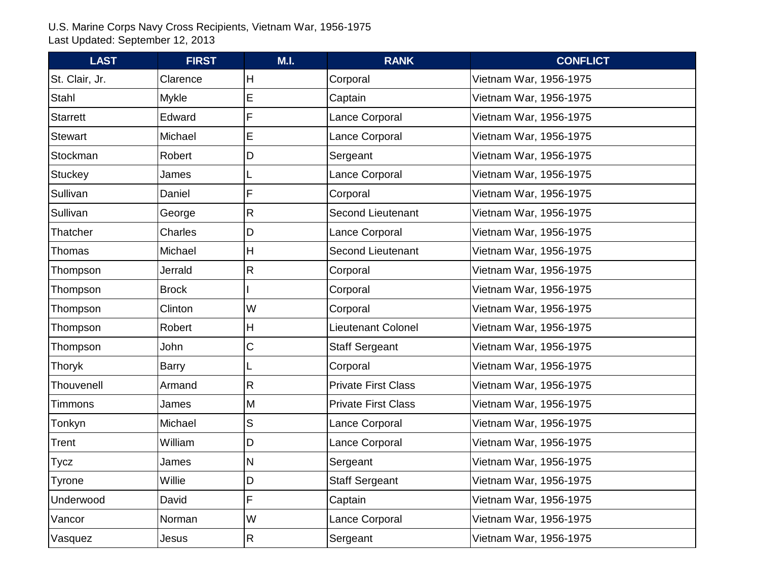U.S. Marine Corps Navy Cross Recipients, Vietnam War, 1956-1975
Last Updated: September 12, 2013

| LAST | FIRST | M.I. | RANK | CONFLICT |
|---|---|---|---|---|
| St. Clair, Jr. | Clarence | H | Corporal | Vietnam War, 1956-1975 |
| Stahl | Mykle | E | Captain | Vietnam War, 1956-1975 |
| Starrett | Edward | F | Lance Corporal | Vietnam War, 1956-1975 |
| Stewart | Michael | E | Lance Corporal | Vietnam War, 1956-1975 |
| Stockman | Robert | D | Sergeant | Vietnam War, 1956-1975 |
| Stuckey | James | L | Lance Corporal | Vietnam War, 1956-1975 |
| Sullivan | Daniel | F | Corporal | Vietnam War, 1956-1975 |
| Sullivan | George | R | Second Lieutenant | Vietnam War, 1956-1975 |
| Thatcher | Charles | D | Lance Corporal | Vietnam War, 1956-1975 |
| Thomas | Michael | H | Second Lieutenant | Vietnam War, 1956-1975 |
| Thompson | Jerrald | R | Corporal | Vietnam War, 1956-1975 |
| Thompson | Brock | I | Corporal | Vietnam War, 1956-1975 |
| Thompson | Clinton | W | Corporal | Vietnam War, 1956-1975 |
| Thompson | Robert | H | Lieutenant Colonel | Vietnam War, 1956-1975 |
| Thompson | John | C | Staff Sergeant | Vietnam War, 1956-1975 |
| Thoryk | Barry | L | Corporal | Vietnam War, 1956-1975 |
| Thouvenell | Armand | R | Private First Class | Vietnam War, 1956-1975 |
| Timmons | James | M | Private First Class | Vietnam War, 1956-1975 |
| Tonkyn | Michael | S | Lance Corporal | Vietnam War, 1956-1975 |
| Trent | William | D | Lance Corporal | Vietnam War, 1956-1975 |
| Tycz | James | N | Sergeant | Vietnam War, 1956-1975 |
| Tyrone | Willie | D | Staff Sergeant | Vietnam War, 1956-1975 |
| Underwood | David | F | Captain | Vietnam War, 1956-1975 |
| Vancor | Norman | W | Lance Corporal | Vietnam War, 1956-1975 |
| Vasquez | Jesus | R | Sergeant | Vietnam War, 1956-1975 |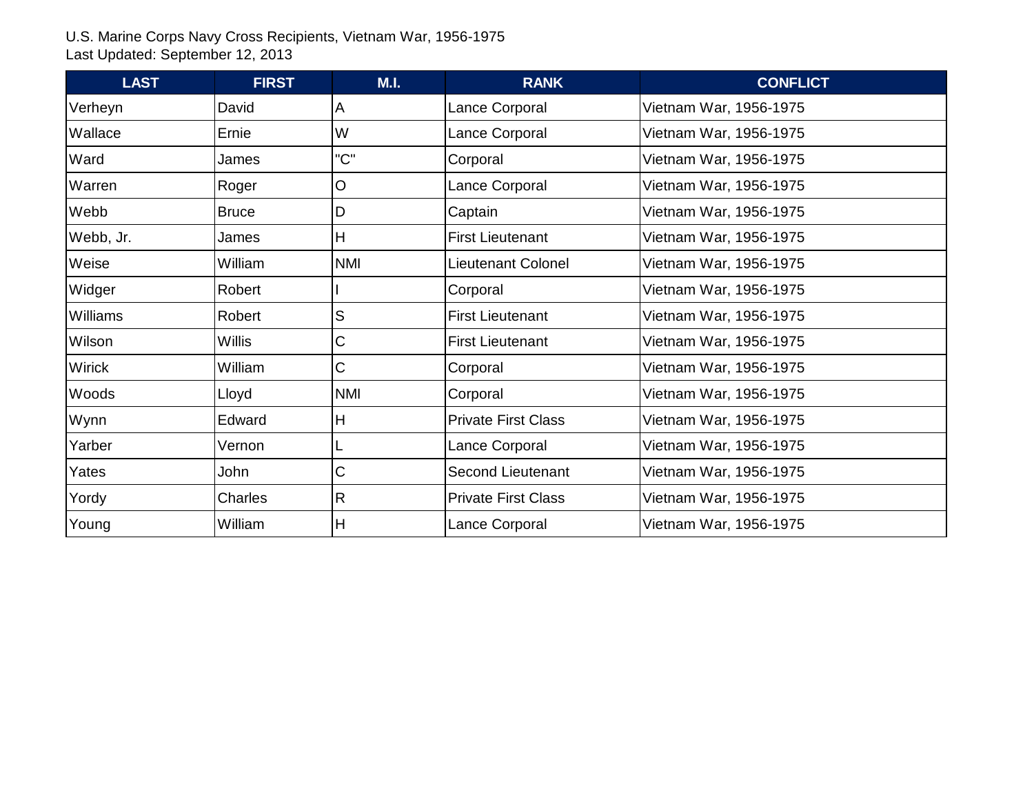U.S. Marine Corps Navy Cross Recipients, Vietnam War, 1956-1975
Last Updated: September 12, 2013

| LAST | FIRST | M.I. | RANK | CONFLICT |
|---|---|---|---|---|
| Verheyn | David | A | Lance Corporal | Vietnam War, 1956-1975 |
| Wallace | Ernie | W | Lance Corporal | Vietnam War, 1956-1975 |
| Ward | James | "C" | Corporal | Vietnam War, 1956-1975 |
| Warren | Roger | O | Lance Corporal | Vietnam War, 1956-1975 |
| Webb | Bruce | D | Captain | Vietnam War, 1956-1975 |
| Webb, Jr. | James | H | First Lieutenant | Vietnam War, 1956-1975 |
| Weise | William | NMI | Lieutenant Colonel | Vietnam War, 1956-1975 |
| Widger | Robert | I | Corporal | Vietnam War, 1956-1975 |
| Williams | Robert | S | First Lieutenant | Vietnam War, 1956-1975 |
| Wilson | Willis | C | First Lieutenant | Vietnam War, 1956-1975 |
| Wirick | William | C | Corporal | Vietnam War, 1956-1975 |
| Woods | Lloyd | NMI | Corporal | Vietnam War, 1956-1975 |
| Wynn | Edward | H | Private First Class | Vietnam War, 1956-1975 |
| Yarber | Vernon | L | Lance Corporal | Vietnam War, 1956-1975 |
| Yates | John | C | Second Lieutenant | Vietnam War, 1956-1975 |
| Yordy | Charles | R | Private First Class | Vietnam War, 1956-1975 |
| Young | William | H | Lance Corporal | Vietnam War, 1956-1975 |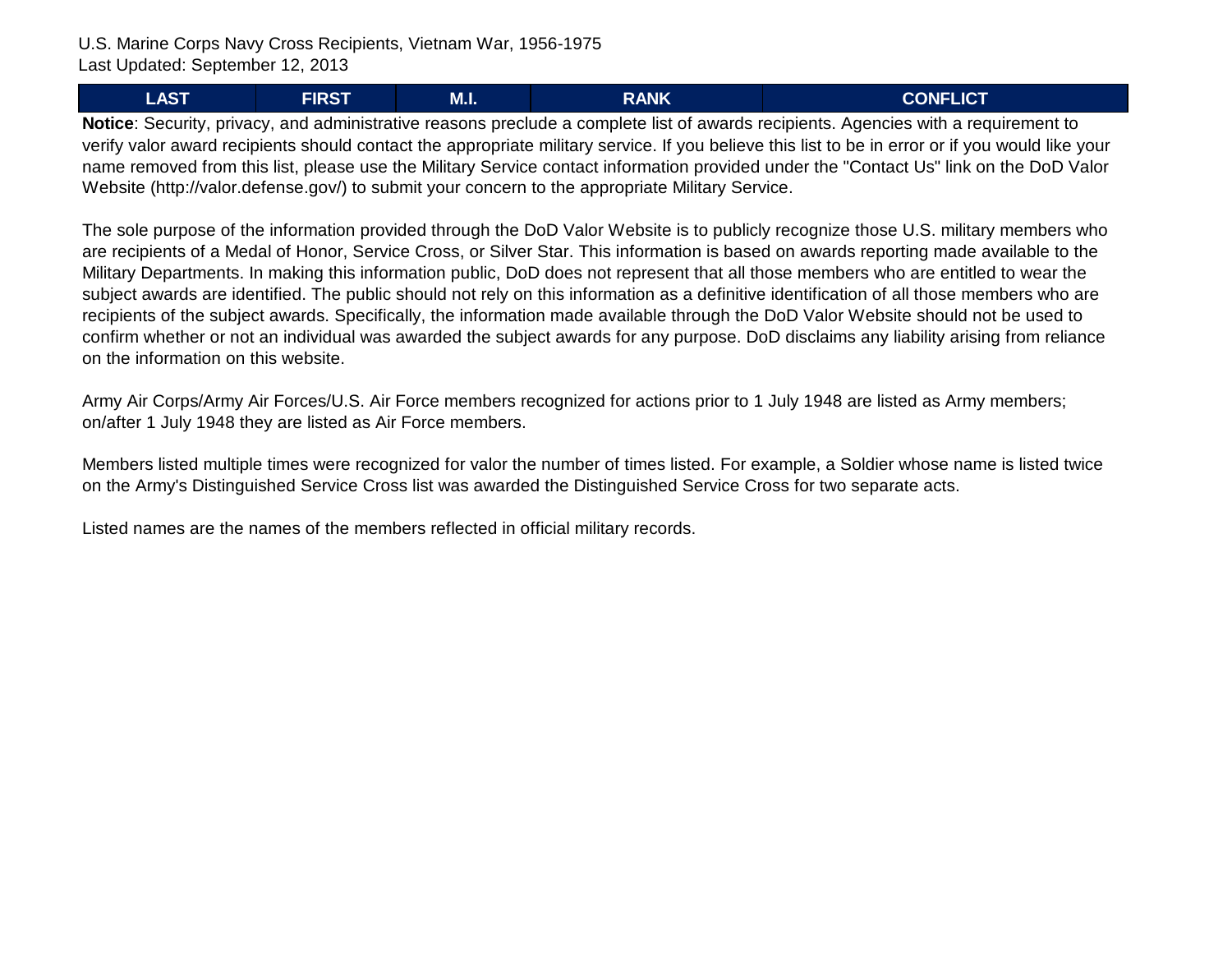U.S. Marine Corps Navy Cross Recipients, Vietnam War, 1956-1975
Last Updated: September 12, 2013

| LAST | FIRST | M.I. | RANK | CONFLICT |
|---|---|---|---|---|

**Notice**: Security, privacy, and administrative reasons preclude a complete list of awards recipients. Agencies with a requirement to verify valor award recipients should contact the appropriate military service. If you believe this list to be in error or if you would like your name removed from this list, please use the Military Service contact information provided under the "Contact Us" link on the DoD Valor Website (http://valor.defense.gov/) to submit your concern to the appropriate Military Service.

The sole purpose of the information provided through the DoD Valor Website is to publicly recognize those U.S. military members who are recipients of a Medal of Honor, Service Cross, or Silver Star. This information is based on awards reporting made available to the Military Departments. In making this information public, DoD does not represent that all those members who are entitled to wear the subject awards are identified. The public should not rely on this information as a definitive identification of all those members who are recipients of the subject awards. Specifically, the information made available through the DoD Valor Website should not be used to confirm whether or not an individual was awarded the subject awards for any purpose. DoD disclaims any liability arising from reliance on the information on this website.

Army Air Corps/Army Air Forces/U.S. Air Force members recognized for actions prior to 1 July 1948 are listed as Army members; on/after 1 July 1948 they are listed as Air Force members.

Members listed multiple times were recognized for valor the number of times listed. For example, a Soldier whose name is listed twice on the Army's Distinguished Service Cross list was awarded the Distinguished Service Cross for two separate acts.

Listed names are the names of the members reflected in official military records.